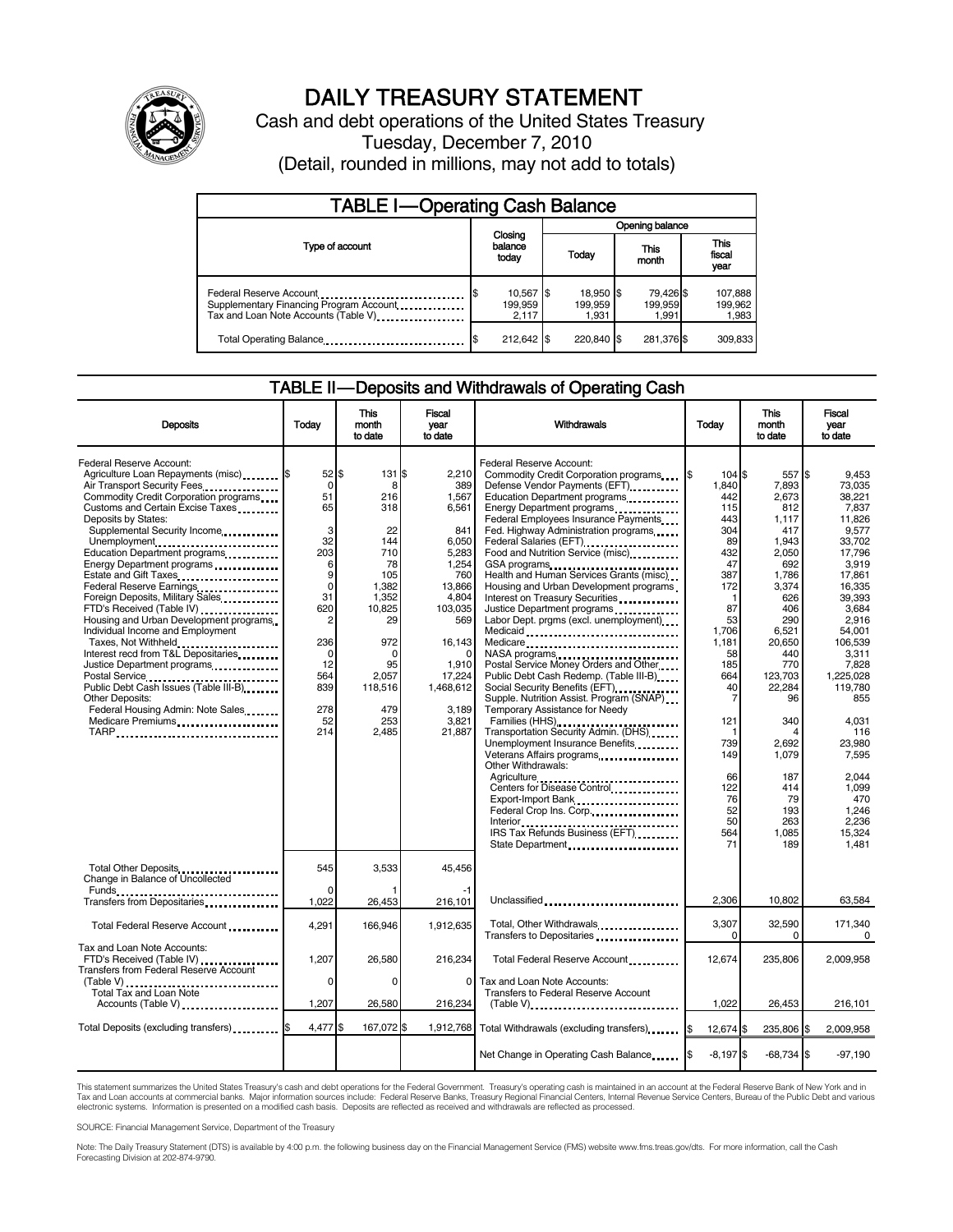# DAILY TREASURY STATEMENT

Cash and debt operations of the United States Treasury

Tuesday, December 7, 2010

(Detail, rounded in millions, may not add to totals)

## TABLE I—Operating Cash Balance

| Type of account | Closing balance today | Opening balance Today | Opening balance This month | Opening balance This fiscal year |
|---|---|---|---|---|
| Federal Reserve Account | $ 10,567 | $ 18,950 | $ 79,426 | $ 107,888 |
| Supplementary Financing Program Account | 199,959 | 199,959 | 199,959 | 199,962 |
| Tax and Loan Note Accounts (Table V) | 2,117 | 1,931 | 1,991 | 1,983 |
| Total Operating Balance | $ 212,642 | $ 220,840 | $ 281,376 | $ 309,833 |

## TABLE II—Deposits and Withdrawals of Operating Cash

| Deposits | Today | This month to date | Fiscal year to date |
|---|---|---|---|
| Federal Reserve Account: | | | |
| Agriculture Loan Repayments (misc) | $ 52 | $ 131 | $ 2,210 |
| Air Transport Security Fees | 0 | 8 | 389 |
| Commodity Credit Corporation programs | 51 | 216 | 1,567 |
| Customs and Certain Excise Taxes | 65 | 318 | 6,561 |
| Deposits by States: | | | |
| Supplemental Security Income | 3 | 22 | 841 |
| Unemployment | 32 | 144 | 6,050 |
| Education Department programs | 203 | 710 | 5,283 |
| Energy Department programs | 6 | 78 | 1,254 |
| Estate and Gift Taxes | 9 | 105 | 760 |
| Federal Reserve Earnings | 0 | 1,382 | 13,866 |
| Foreign Deposits, Military Sales | 31 | 1,352 | 4,804 |
| FTD's Received (Table IV) | 620 | 10,825 | 103,035 |
| Housing and Urban Development programs | 2 | 29 | 569 |
| Individual Income and Employment Taxes, Not Withheld | 236 | 972 | 16,143 |
| Interest recd from T&L Depositaries | 0 | 0 | 0 |
| Justice Department programs | 12 | 95 | 1,910 |
| Postal Service | 564 | 2,057 | 17,224 |
| Public Debt Cash Issues (Table III-B) | 839 | 118,516 | 1,468,612 |
| Other Deposits: | | | |
| Federal Housing Admin: Note Sales | 278 | 479 | 3,189 |
| Medicare Premiums | 52 | 253 | 3,821 |
| TARP | 214 | 2,485 | 21,887 |
| Total Other Deposits | 545 | 3,533 | 45,456 |
| Change in Balance of Uncollected Funds | 0 | 1 | -1 |
| Transfers from Depositaries | 1,022 | 26,453 | 216,101 |
| Total Federal Reserve Account | 4,291 | 166,946 | 1,912,635 |
| Tax and Loan Note Accounts: | | | |
| FTD's Received (Table IV) | 1,207 | 26,580 | 216,234 |
| Transfers from Federal Reserve Account (Table V) | 0 | 0 | 0 |
| Total Tax and Loan Note Accounts (Table V) | 1,207 | 26,580 | 216,234 |
| Total Deposits (excluding transfers) | $ 4,477 | $ 167,072 | $ 1,912,768 |

| Withdrawals | Today | This month to date | Fiscal year to date |
|---|---|---|---|
| Federal Reserve Account: | | | |
| Commodity Credit Corporation programs | $ 104 | $ 557 | $ 9,453 |
| Defense Vendor Payments (EFT) | 1,840 | 7,893 | 73,035 |
| Education Department programs | 442 | 2,673 | 38,221 |
| Energy Department programs | 115 | 812 | 7,837 |
| Federal Employees Insurance Payments | 443 | 1,117 | 11,826 |
| Fed. Highway Administration programs | 304 | 417 | 9,577 |
| Federal Salaries (EFT) | 89 | 1,943 | 33,702 |
| Food and Nutrition Service (misc) | 432 | 2,050 | 17,796 |
| GSA programs | 47 | 692 | 3,919 |
| Health and Human Services Grants (misc) | 387 | 1,786 | 17,861 |
| Housing and Urban Development programs | 172 | 3,374 | 16,335 |
| Interest on Treasury Securities | 1 | 626 | 39,393 |
| Justice Department programs | 87 | 406 | 3,684 |
| Labor Dept. prgms (excl. unemployment) | 53 | 290 | 2,916 |
| Medicaid | 1,706 | 6,521 | 54,001 |
| Medicare | 1,181 | 20,650 | 106,539 |
| NASA programs | 58 | 440 | 3,311 |
| Postal Service Money Orders and Other | 185 | 770 | 7,828 |
| Public Debt Cash Redemp. (Table III-B) | 664 | 123,703 | 1,225,028 |
| Social Security Benefits (EFT) | 40 | 22,284 | 119,780 |
| Supple. Nutrition Assist. Program (SNAP) | 7 | 96 | 855 |
| Temporary Assistance for Needy Families (HHS) | 121 | 340 | 4,031 |
| Transportation Security Admin. (DHS) | 1 | 4 | 116 |
| Unemployment Insurance Benefits | 739 | 2,692 | 23,980 |
| Veterans Affairs programs | 149 | 1,079 | 7,595 |
| Other Withdrawals: | | | |
| Agriculture | 66 | 187 | 2,044 |
| Centers for Disease Control | 122 | 414 | 1,099 |
| Export-Import Bank | 76 | 79 | 470 |
| Federal Crop Ins. Corp. | 52 | 193 | 1,246 |
| Interior | 50 | 263 | 2,236 |
| IRS Tax Refunds Business (EFT) | 564 | 1,085 | 15,324 |
| State Department | 71 | 189 | 1,481 |
| Unclassified | 2,306 | 10,802 | 63,584 |
| Total, Other Withdrawals | 3,307 | 32,590 | 171,340 |
| Transfers to Depositaries | 0 | 0 | 0 |
| Total Federal Reserve Account | 12,674 | 235,806 | 2,009,958 |
| Tax and Loan Note Accounts: | | | |
| Transfers to Federal Reserve Account (Table V) | 1,022 | 26,453 | 216,101 |
| Total Withdrawals (excluding transfers) | $ 12,674 | $ 235,806 | $ 2,009,958 |
| Net Change in Operating Cash Balance | $ -8,197 | $ -68,734 | $ -97,190 |

This statement summarizes the United States Treasury's cash and debt operations for the Federal Government. Treasury's operating cash is maintained in an account at the Federal Reserve Bank of New York and in Tax and Loan accounts at commercial banks. Major information sources include: Federal Reserve Banks, Treasury Regional Financial Centers, Internal Revenue Service Centers, Bureau of the Public Debt and various electronic systems. Information is presented on a modified cash basis. Deposits are reflected as received and withdrawals are reflected as processed.

SOURCE: Financial Management Service, Department of the Treasury

Note: The Daily Treasury Statement (DTS) is available by 4:00 p.m. the following business day on the Financial Management Service (FMS) website www.fms.treas.gov/dts. For more information, call the Cash Forecasting Division at 202-874-9790.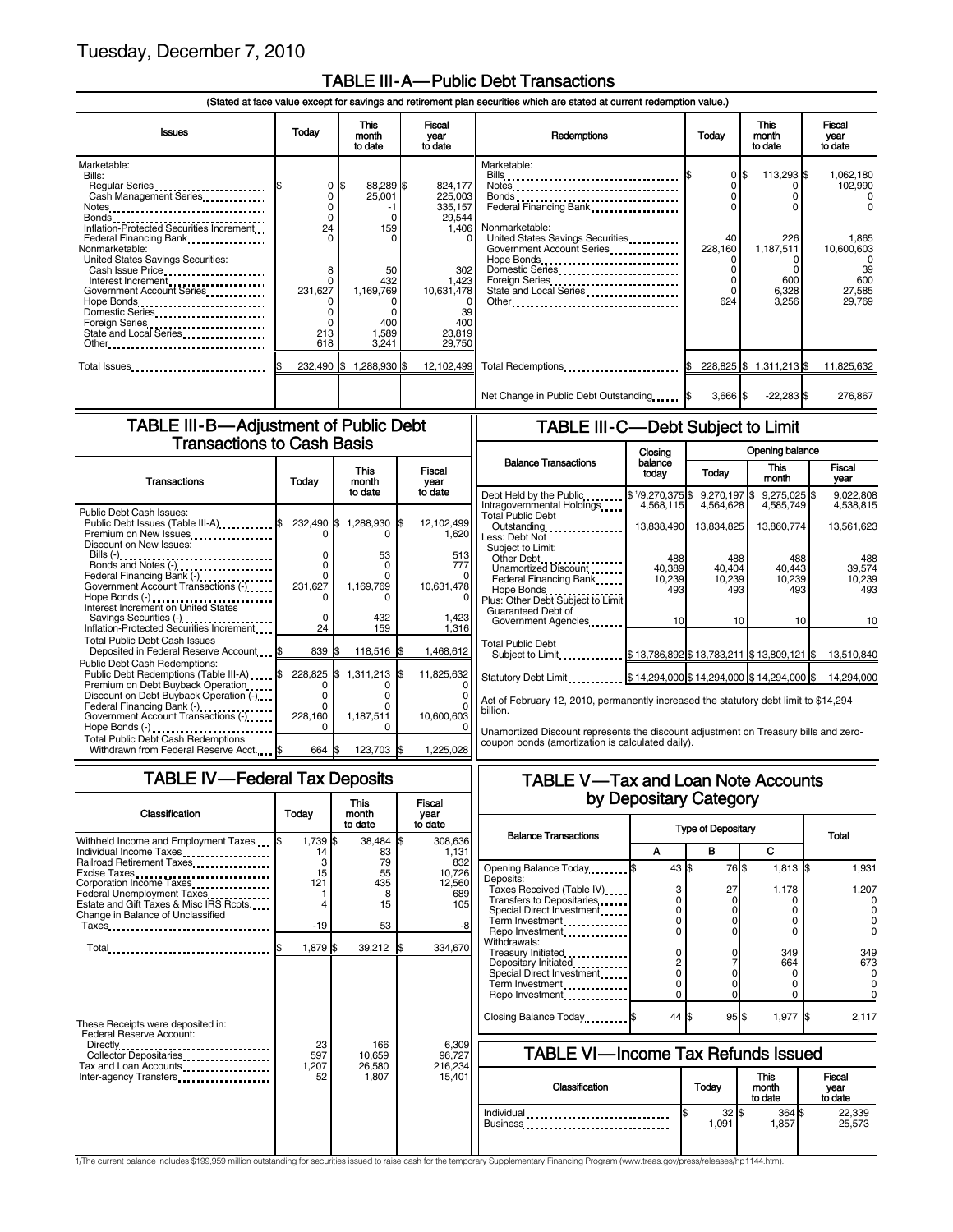Tuesday, December 7, 2010

## TABLE III-A—Public Debt Transactions

(Stated at face value except for savings and retirement plan securities which are stated at current redemption value.)

| Issues | Today | This month to date | Fiscal year to date |
|---|---|---|---|
| Marketable: | | | |
| Bills: | | | |
| Regular Series | $ 0 | $ 88,289 | $ 824,177 |
| Cash Management Series | 0 | 25,001 | 225,003 |
| Notes | 0 | -1 | 335,157 |
| Bonds | 0 | 0 | 29,544 |
| Inflation-Protected Securities Increment | 24 | 159 | 1,406 |
| Federal Financing Bank | 0 | 0 | 0 |
| Nonmarketable: | | | |
| United States Savings Securities: | | | |
| Cash Issue Price | 8 | 50 | 302 |
| Interest Increment | 0 | 432 | 1,423 |
| Government Account Series | 231,627 | 1,169,769 | 10,631,478 |
| Hope Bonds | 0 | 0 | 0 |
| Domestic Series | 0 | 0 | 39 |
| Foreign Series | 0 | 400 | 400 |
| State and Local Series | 213 | 1,589 | 23,819 |
| Other | 618 | 3,241 | 29,750 |
| Total Issues | $ 232,490 | $ 1,288,930 | $ 12,102,499 |

| Redemptions | Today | This month to date | Fiscal year to date |
|---|---|---|---|
| Marketable: | | | |
| Bills | $ 0 | $ 113,293 | $ 1,062,180 |
| Notes | 0 | 0 | 102,990 |
| Bonds | 0 | 0 | 0 |
| Federal Financing Bank | 0 | 0 | 0 |
| Nonmarketable: | | | |
| United States Savings Securities | 40 | 226 | 1,865 |
| Government Account Series | 228,160 | 1,187,511 | 10,600,603 |
| Hope Bonds | 0 | 0 | 0 |
| Domestic Series | 0 | 0 | 39 |
| Foreign Series | 0 | 600 | 600 |
| State and Local Series | 0 | 6,328 | 27,585 |
| Other | 624 | 3,256 | 29,769 |
| Total Redemptions | $ 228,825 | $ 1,311,213 | $ 11,825,632 |
| Net Change in Public Debt Outstanding | $ 3,666 | $ -22,283 | $ 276,867 |

## TABLE III-B—Adjustment of Public Debt Transactions to Cash Basis

| Transactions | Today | This month to date | Fiscal year to date |
|---|---|---|---|
| Public Debt Cash Issues: | | | |
| Public Debt Issues (Table III-A) | $ 232,490 | $ 1,288,930 | $ 12,102,499 |
| Premium on New Issues | 0 | 0 | 1,620 |
| Discount on New Issues: | | | |
| Bills (-) | 0 | 53 | 513 |
| Bonds and Notes (-) | 0 | 0 | 777 |
| Federal Financing Bank (-) | 0 | 0 | 0 |
| Government Account Transactions (-) | 231,627 | 1,169,769 | 10,631,478 |
| Hope Bonds (-) | 0 | 0 | 0 |
| Interest Increment on United States Savings Securities (-) | 0 | 432 | 1,423 |
| Inflation-Protected Securities Increment | 24 | 159 | 1,316 |
| Total Public Debt Cash Issues Deposited in Federal Reserve Account | $ 839 | $ 118,516 | $ 1,468,612 |
| Public Debt Cash Redemptions: | | | |
| Public Debt Redemptions (Table III-A) | $ 228,825 | $ 1,311,213 | $ 11,825,632 |
| Premium on Debt Buyback Operation | 0 | 0 | 0 |
| Discount on Debt Buyback Operation (-) | 0 | 0 | 0 |
| Federal Financing Bank (-) | 0 | 0 | 0 |
| Government Account Transactions (-) | 228,160 | 1,187,511 | 10,600,603 |
| Hope Bonds (-) | 0 | 0 | 0 |
| Total Public Debt Cash Redemptions Withdrawn from Federal Reserve Acct. | $ 664 | $ 123,703 | $ 1,225,028 |

## TABLE III-C—Debt Subject to Limit

| Balance Transactions | Closing balance today | Opening balance Today | Opening balance This month | Opening balance Fiscal year |
|---|---|---|---|---|
| Debt Held by the Public | $ [1]9,270,375 | $ 9,270,197 | $ 9,275,025 | $ 9,022,808 |
| Intragovernmental Holdings | 4,568,115 | 4,564,628 | 4,585,749 | 4,538,815 |
| Total Public Debt Outstanding | 13,838,490 | 13,834,825 | 13,860,774 | 13,561,623 |
| Less: Debt Not Subject to Limit: | | | | |
| Other Debt | 488 | 488 | 488 | 488 |
| Unamortized Discount | 40,389 | 40,404 | 40,443 | 39,574 |
| Federal Financing Bank | 10,239 | 10,239 | 10,239 | 10,239 |
| Hope Bonds | 493 | 493 | 493 | 493 |
| Plus: Other Debt Subject to Limit | | | | |
| Guaranteed Debt of Government Agencies | 10 | 10 | 10 | 10 |
| Total Public Debt Subject to Limit | $ 13,786,892 | $ 13,783,211 | $ 13,809,121 | $ 13,510,840 |
| Statutory Debt Limit | $ 14,294,000 | $ 14,294,000 | $ 14,294,000 | $ 14,294,000 |

Act of February 12, 2010, permanently increased the statutory debt limit to $14,294 billion.

Unamortized Discount represents the discount adjustment on Treasury bills and zero-coupon bonds (amortization is calculated daily).

## TABLE IV—Federal Tax Deposits

| Classification | Today | This month to date | Fiscal year to date |
|---|---|---|---|
| Withheld Income and Employment Taxes | $ 1,739 | $ 38,484 | $ 308,636 |
| Individual Income Taxes | 14 | 83 | 1,131 |
| Railroad Retirement Taxes | 3 | 79 | 832 |
| Excise Taxes | 15 | 55 | 10,726 |
| Corporation Income Taxes | 121 | 435 | 12,560 |
| Federal Unemployment Taxes | 1 | 8 | 689 |
| Estate and Gift Taxes & Misc IRS Rcpts. | 4 | 15 | 105 |
| Change in Balance of Unclassified Taxes | -19 | 53 | -8 |
| Total | $ 1,879 | $ 39,212 | $ 334,670 |
| These Receipts were deposited in: | | | |
| Federal Reserve Account: | | | |
| Directly | 23 | 166 | 6,309 |
| Collector Depositaries | 597 | 10,659 | 96,727 |
| Tax and Loan Accounts | 1,207 | 26,580 | 216,234 |
| Inter-agency Transfers | 52 | 1,807 | 15,401 |

## TABLE V—Tax and Loan Note Accounts by Depositary Category

| Balance Transactions | Type of Depositary A | Type of Depositary B | Type of Depositary C | Total |
|---|---|---|---|---|
| Opening Balance Today | $ 43 | $ 76 | $ 1,813 | $ 1,931 |
| Deposits: | | | | |
| Taxes Received (Table IV) | 3 | 27 | 1,178 | 1,207 |
| Transfers to Depositaries | 0 | 0 | 0 | 0 |
| Special Direct Investment | 0 | 0 | 0 | 0 |
| Term Investment | 0 | 0 | 0 | 0 |
| Repo Investment | 0 | 0 | 0 | 0 |
| Withdrawals: | | | | |
| Treasury Initiated | 0 | 0 | 349 | 349 |
| Depositary Initiated | 2 | 7 | 664 | 673 |
| Special Direct Investment | 0 | 0 | 0 | 0 |
| Term Investment | 0 | 0 | 0 | 0 |
| Repo Investment | 0 | 0 | 0 | 0 |
| Closing Balance Today | $ 44 | $ 95 | $ 1,977 | $ 2,117 |

## TABLE VI—Income Tax Refunds Issued

| Classification | Today | This month to date | Fiscal year to date |
|---|---|---|---|
| Individual | $ 32 | $ 364 | $ 22,339 |
| Business | 1,091 | 1,857 | 25,573 |

1/The current balance includes $199,959 million outstanding for securities issued to raise cash for the temporary Supplementary Financing Program (www.treas.gov/press/releases/hp1144.htm).